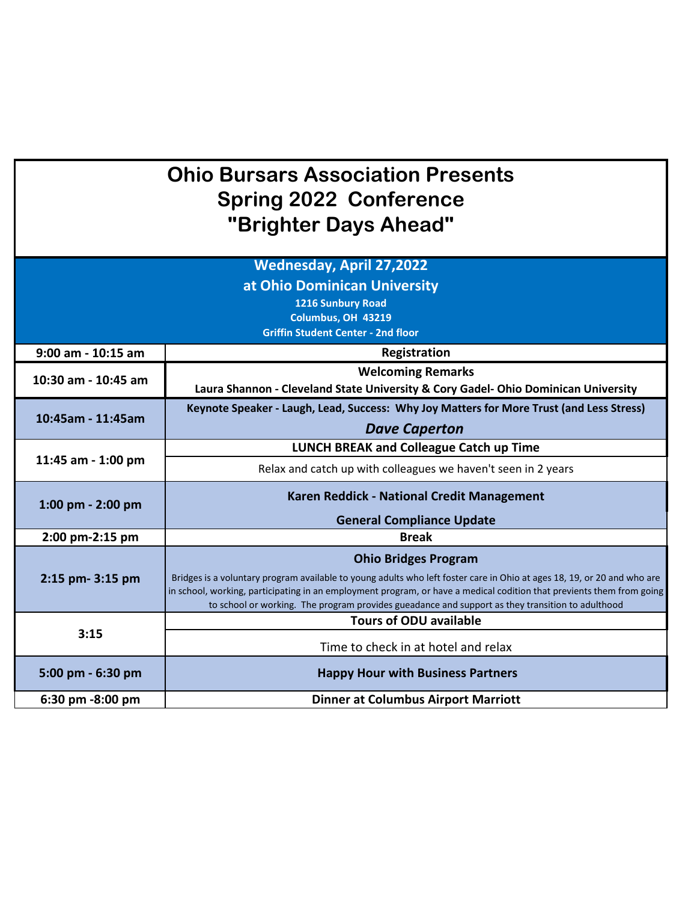# Ohio Bursars Association Presents
# Spring 2022 Conference
# "Brighter Days Ahead"

**Wednesday, April 27,2022**

**at Ohio Dominican University**

**1216 Sunbury Road**

**Columbus, OH 43219**

**Griffin Student Center - 2nd floor**

| Time | Event |
|---|---|
| **9:00 am - 10:15 am** | **Registration** |
| **10:30 am - 10:45 am** | **Welcoming Remarks**<br>**Laura Shannon - Cleveland State University & Cory Gadel- Ohio Dominican University** |
| **10:45am - 11:45am** | **Keynote Speaker - Laugh, Lead, Success: Why Joy Matters for More Trust (and Less Stress)**<br>***Dave Caperton*** |
| **11:45 am - 1:00 pm** | **LUNCH BREAK and Colleague Catch up Time**<br>Relax and catch up with colleagues we haven't seen in 2 years |
| **1:00 pm - 2:00 pm** | **Karen Reddick - National Credit Management**<br>**General Compliance Update** |
| **2:00 pm-2:15 pm** | **Break** |
| **2:15 pm- 3:15 pm** | **Ohio Bridges Program**<br>Bridges is a voluntary program available to young adults who left foster care in Ohio at ages 18, 19, or 20 and who are in school, working, participating in an employment program, or have a medical codition that prevents them from going to school or working. The program provides gueadance and support as they transition to adulthood |
| **3:15** | **Tours of ODU available**<br>Time to check in at hotel and relax |
| **5:00 pm - 6:30 pm** | **Happy Hour with Business Partners** |
| **6:30 pm -8:00 pm** | **Dinner at Columbus Airport Marriott** |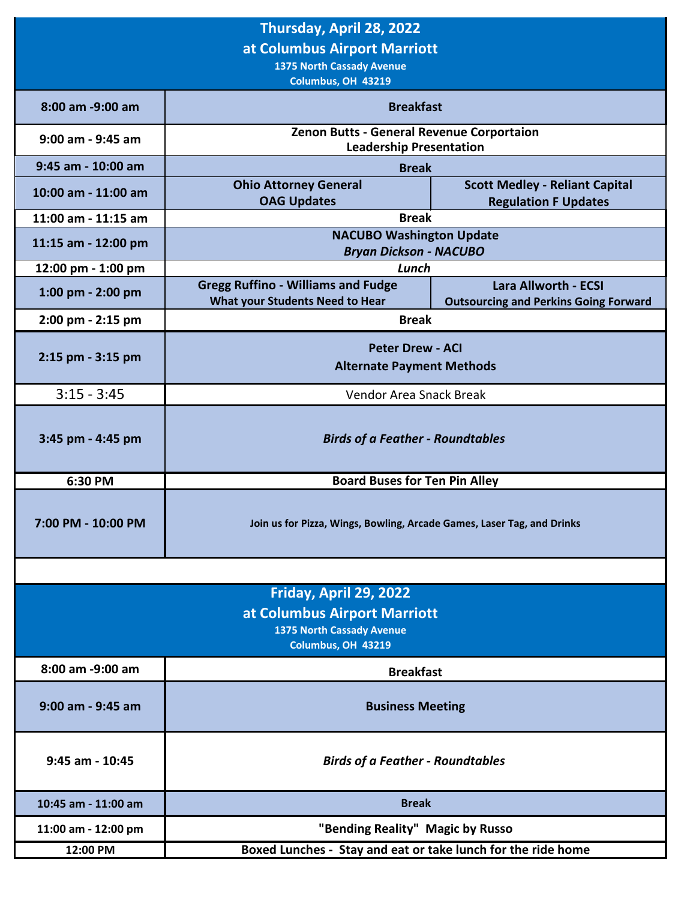## Thursday, April 28, 2022
## at Columbus Airport Marriott
**1375 North Cassady Avenue**
**Columbus, OH 43219**

| | | |
|---|---|---|
| **8:00 am -9:00 am** | **Breakfast** | |
| **9:00 am - 9:45 am** | **Zenon Butts - General Revenue Corportaion**<br>**Leadership Presentation** | |
| **9:45 am - 10:00 am** | **Break** | |
| **10:00 am - 11:00 am** | **Ohio Attorney General**<br>**OAG Updates** | **Scott Medley - Reliant Capital**<br>**Regulation F Updates** |
| **11:00 am - 11:15 am** | **Break** | |
| **11:15 am - 12:00 pm** | **NACUBO Washington Update**<br>***Bryan Dickson - NACUBO*** | |
| **12:00 pm - 1:00 pm** | ***Lunch*** | |
| **1:00 pm - 2:00 pm** | **Gregg Ruffino - Williams and Fudge**<br>**What your Students Need to Hear** | **Lara Allworth - ECSI**<br>**Outsourcing and Perkins Going Forward** |
| **2:00 pm - 2:15 pm** | **Break** | |
| **2:15 pm - 3:15 pm** | **Peter Drew - ACI**<br>**Alternate Payment Methods** | |
| 3:15 - 3:45 | Vendor Area Snack Break | |
| **3:45 pm - 4:45 pm** | ***Birds of a Feather - Roundtables*** | |
| **6:30 PM** | **Board Buses for Ten Pin Alley** | |
| **7:00 PM - 10:00 PM** | **Join us for Pizza, Wings, Bowling, Arcade Games, Laser Tag, and Drinks** | |

## Friday, April 29, 2022
## at Columbus Airport Marriott
**1375 North Cassady Avenue**
**Columbus, OH 43219**

| | |
|---|---|
| **8:00 am -9:00 am** | **Breakfast** |
| **9:00 am - 9:45 am** | **Business Meeting** |
| **9:45 am - 10:45** | ***Birds of a Feather - Roundtables*** |
| **10:45 am - 11:00 am** | **Break** |
| **11:00 am - 12:00 pm** | **"Bending Reality" Magic by Russo** |
| **12:00 PM** | **Boxed Lunches - Stay and eat or take lunch for the ride home** |